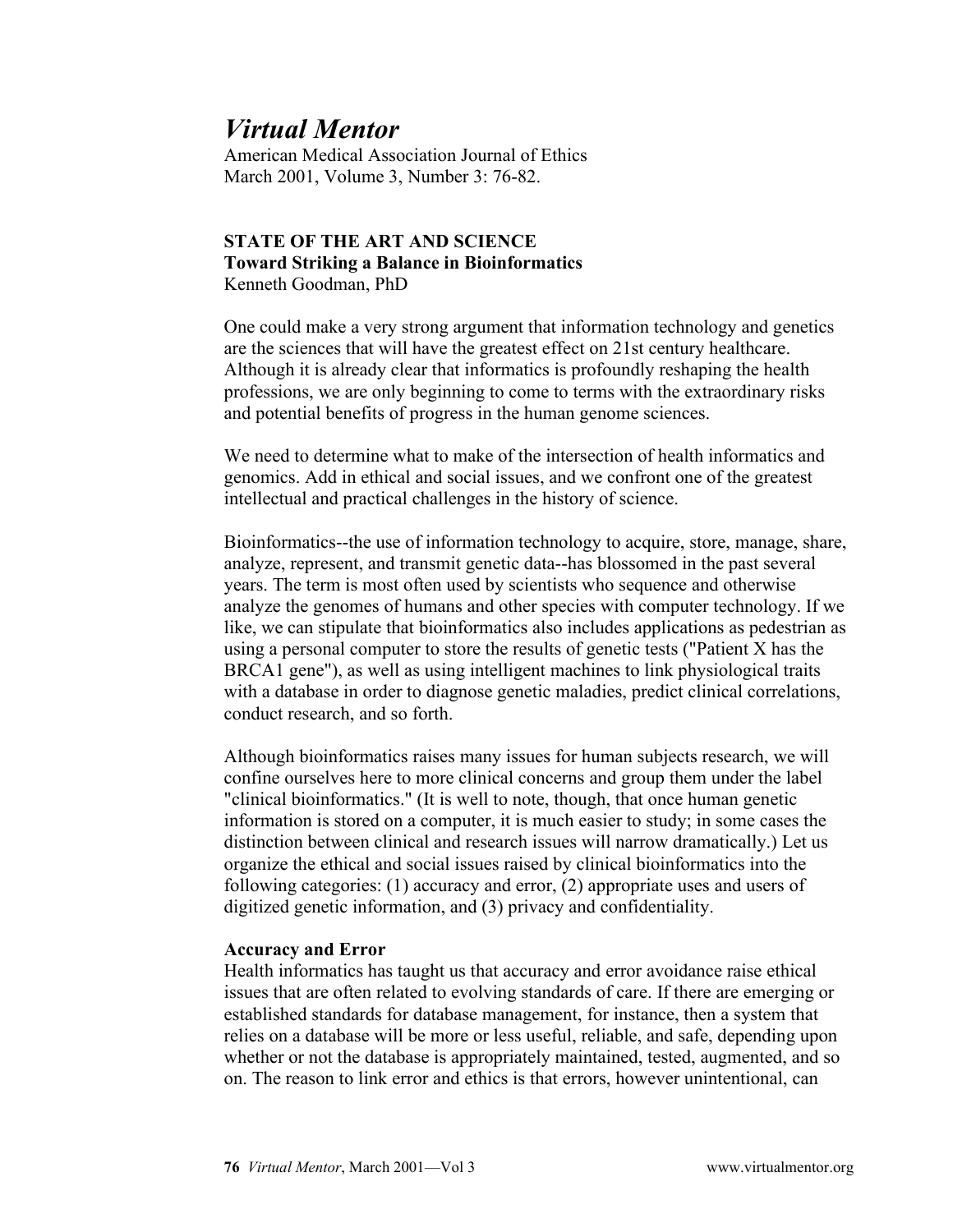# *Virtual Mentor*

American Medical Association Journal of Ethics
March 2001, Volume 3, Number 3: 76-82.

**STATE OF THE ART AND SCIENCE**
**Toward Striking a Balance in Bioinformatics**
Kenneth Goodman, PhD

One could make a very strong argument that information technology and genetics are the sciences that will have the greatest effect on 21st century healthcare. Although it is already clear that informatics is profoundly reshaping the health professions, we are only beginning to come to terms with the extraordinary risks and potential benefits of progress in the human genome sciences.

We need to determine what to make of the intersection of health informatics and genomics. Add in ethical and social issues, and we confront one of the greatest intellectual and practical challenges in the history of science.

Bioinformatics--the use of information technology to acquire, store, manage, share, analyze, represent, and transmit genetic data--has blossomed in the past several years. The term is most often used by scientists who sequence and otherwise analyze the genomes of humans and other species with computer technology. If we like, we can stipulate that bioinformatics also includes applications as pedestrian as using a personal computer to store the results of genetic tests ("Patient X has the BRCA1 gene"), as well as using intelligent machines to link physiological traits with a database in order to diagnose genetic maladies, predict clinical correlations, conduct research, and so forth.

Although bioinformatics raises many issues for human subjects research, we will confine ourselves here to more clinical concerns and group them under the label "clinical bioinformatics." (It is well to note, though, that once human genetic information is stored on a computer, it is much easier to study; in some cases the distinction between clinical and research issues will narrow dramatically.) Let us organize the ethical and social issues raised by clinical bioinformatics into the following categories: (1) accuracy and error, (2) appropriate uses and users of digitized genetic information, and (3) privacy and confidentiality.

**Accuracy and Error**
Health informatics has taught us that accuracy and error avoidance raise ethical issues that are often related to evolving standards of care. If there are emerging or established standards for database management, for instance, then a system that relies on a database will be more or less useful, reliable, and safe, depending upon whether or not the database is appropriately maintained, tested, augmented, and so on. The reason to link error and ethics is that errors, however unintentional, can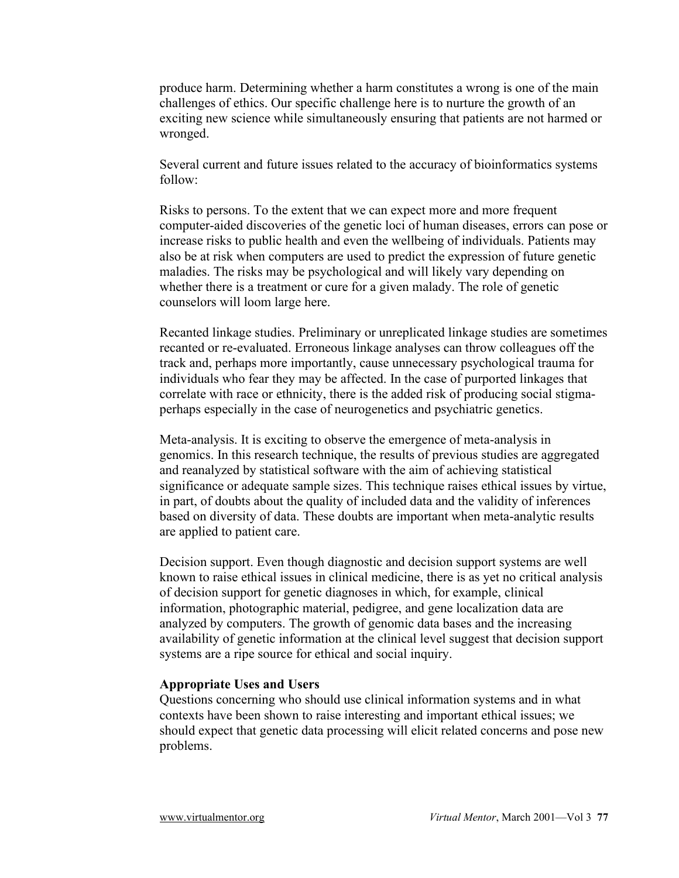produce harm. Determining whether a harm constitutes a wrong is one of the main challenges of ethics. Our specific challenge here is to nurture the growth of an exciting new science while simultaneously ensuring that patients are not harmed or wronged.

Several current and future issues related to the accuracy of bioinformatics systems follow:

Risks to persons. To the extent that we can expect more and more frequent computer-aided discoveries of the genetic loci of human diseases, errors can pose or increase risks to public health and even the wellbeing of individuals. Patients may also be at risk when computers are used to predict the expression of future genetic maladies. The risks may be psychological and will likely vary depending on whether there is a treatment or cure for a given malady. The role of genetic counselors will loom large here.

Recanted linkage studies. Preliminary or unreplicated linkage studies are sometimes recanted or re-evaluated. Erroneous linkage analyses can throw colleagues off the track and, perhaps more importantly, cause unnecessary psychological trauma for individuals who fear they may be affected. In the case of purported linkages that correlate with race or ethnicity, there is the added risk of producing social stigma-perhaps especially in the case of neurogenetics and psychiatric genetics.

Meta-analysis. It is exciting to observe the emergence of meta-analysis in genomics. In this research technique, the results of previous studies are aggregated and reanalyzed by statistical software with the aim of achieving statistical significance or adequate sample sizes. This technique raises ethical issues by virtue, in part, of doubts about the quality of included data and the validity of inferences based on diversity of data. These doubts are important when meta-analytic results are applied to patient care.

Decision support. Even though diagnostic and decision support systems are well known to raise ethical issues in clinical medicine, there is as yet no critical analysis of decision support for genetic diagnoses in which, for example, clinical information, photographic material, pedigree, and gene localization data are analyzed by computers. The growth of genomic data bases and the increasing availability of genetic information at the clinical level suggest that decision support systems are a ripe source for ethical and social inquiry.

## Appropriate Uses and Users

Questions concerning who should use clinical information systems and in what contexts have been shown to raise interesting and important ethical issues; we should expect that genetic data processing will elicit related concerns and pose new problems.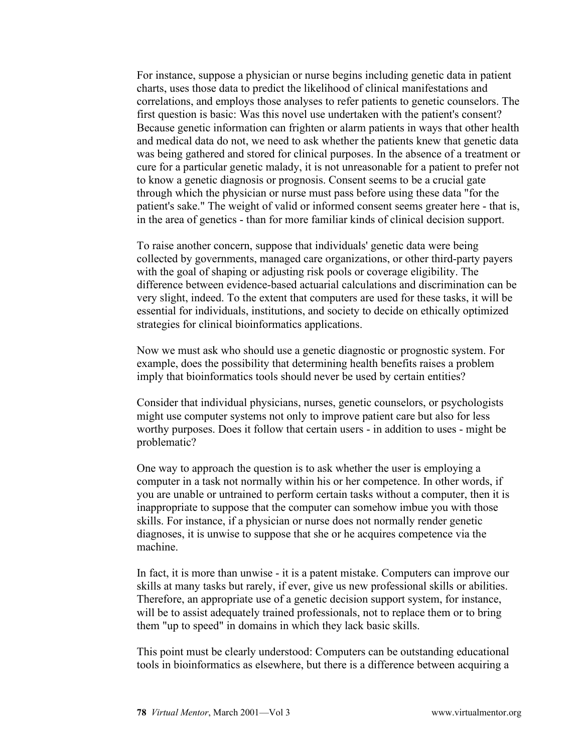For instance, suppose a physician or nurse begins including genetic data in patient charts, uses those data to predict the likelihood of clinical manifestations and correlations, and employs those analyses to refer patients to genetic counselors. The first question is basic: Was this novel use undertaken with the patient's consent? Because genetic information can frighten or alarm patients in ways that other health and medical data do not, we need to ask whether the patients knew that genetic data was being gathered and stored for clinical purposes. In the absence of a treatment or cure for a particular genetic malady, it is not unreasonable for a patient to prefer not to know a genetic diagnosis or prognosis. Consent seems to be a crucial gate through which the physician or nurse must pass before using these data "for the patient's sake." The weight of valid or informed consent seems greater here - that is, in the area of genetics - than for more familiar kinds of clinical decision support.

To raise another concern, suppose that individuals' genetic data were being collected by governments, managed care organizations, or other third-party payers with the goal of shaping or adjusting risk pools or coverage eligibility. The difference between evidence-based actuarial calculations and discrimination can be very slight, indeed. To the extent that computers are used for these tasks, it will be essential for individuals, institutions, and society to decide on ethically optimized strategies for clinical bioinformatics applications.

Now we must ask who should use a genetic diagnostic or prognostic system. For example, does the possibility that determining health benefits raises a problem imply that bioinformatics tools should never be used by certain entities?

Consider that individual physicians, nurses, genetic counselors, or psychologists might use computer systems not only to improve patient care but also for less worthy purposes. Does it follow that certain users - in addition to uses - might be problematic?

One way to approach the question is to ask whether the user is employing a computer in a task not normally within his or her competence. In other words, if you are unable or untrained to perform certain tasks without a computer, then it is inappropriate to suppose that the computer can somehow imbue you with those skills. For instance, if a physician or nurse does not normally render genetic diagnoses, it is unwise to suppose that she or he acquires competence via the machine.

In fact, it is more than unwise - it is a patent mistake. Computers can improve our skills at many tasks but rarely, if ever, give us new professional skills or abilities. Therefore, an appropriate use of a genetic decision support system, for instance, will be to assist adequately trained professionals, not to replace them or to bring them "up to speed" in domains in which they lack basic skills.

This point must be clearly understood: Computers can be outstanding educational tools in bioinformatics as elsewhere, but there is a difference between acquiring a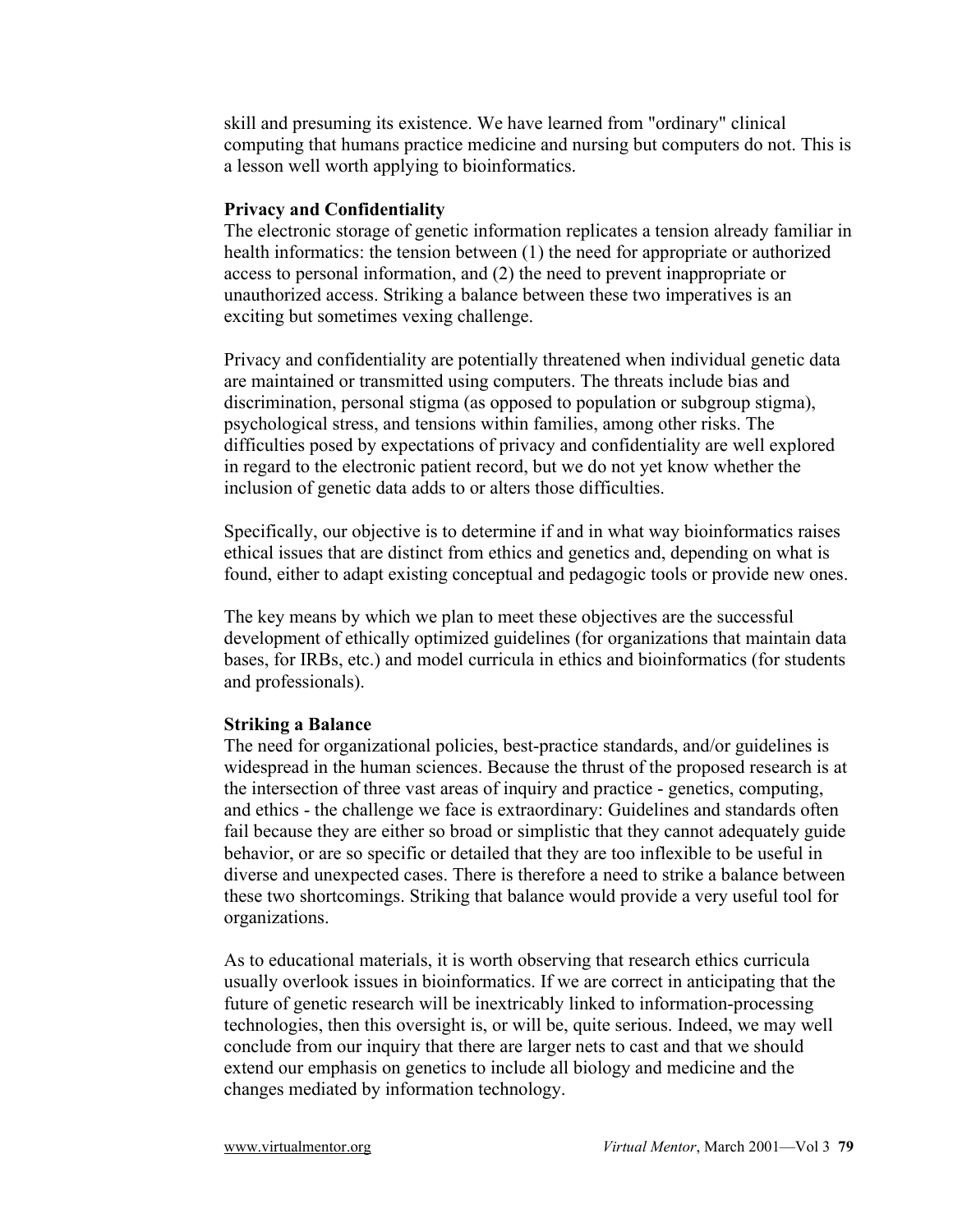skill and presuming its existence. We have learned from "ordinary" clinical computing that humans practice medicine and nursing but computers do not. This is a lesson well worth applying to bioinformatics.

**Privacy and Confidentiality**

The electronic storage of genetic information replicates a tension already familiar in health informatics: the tension between (1) the need for appropriate or authorized access to personal information, and (2) the need to prevent inappropriate or unauthorized access. Striking a balance between these two imperatives is an exciting but sometimes vexing challenge.

Privacy and confidentiality are potentially threatened when individual genetic data are maintained or transmitted using computers. The threats include bias and discrimination, personal stigma (as opposed to population or subgroup stigma), psychological stress, and tensions within families, among other risks. The difficulties posed by expectations of privacy and confidentiality are well explored in regard to the electronic patient record, but we do not yet know whether the inclusion of genetic data adds to or alters those difficulties.

Specifically, our objective is to determine if and in what way bioinformatics raises ethical issues that are distinct from ethics and genetics and, depending on what is found, either to adapt existing conceptual and pedagogic tools or provide new ones.

The key means by which we plan to meet these objectives are the successful development of ethically optimized guidelines (for organizations that maintain data bases, for IRBs, etc.) and model curricula in ethics and bioinformatics (for students and professionals).

**Striking a Balance**

The need for organizational policies, best-practice standards, and/or guidelines is widespread in the human sciences. Because the thrust of the proposed research is at the intersection of three vast areas of inquiry and practice - genetics, computing, and ethics - the challenge we face is extraordinary: Guidelines and standards often fail because they are either so broad or simplistic that they cannot adequately guide behavior, or are so specific or detailed that they are too inflexible to be useful in diverse and unexpected cases. There is therefore a need to strike a balance between these two shortcomings. Striking that balance would provide a very useful tool for organizations.

As to educational materials, it is worth observing that research ethics curricula usually overlook issues in bioinformatics. If we are correct in anticipating that the future of genetic research will be inextricably linked to information-processing technologies, then this oversight is, or will be, quite serious. Indeed, we may well conclude from our inquiry that there are larger nets to cast and that we should extend our emphasis on genetics to include all biology and medicine and the changes mediated by information technology.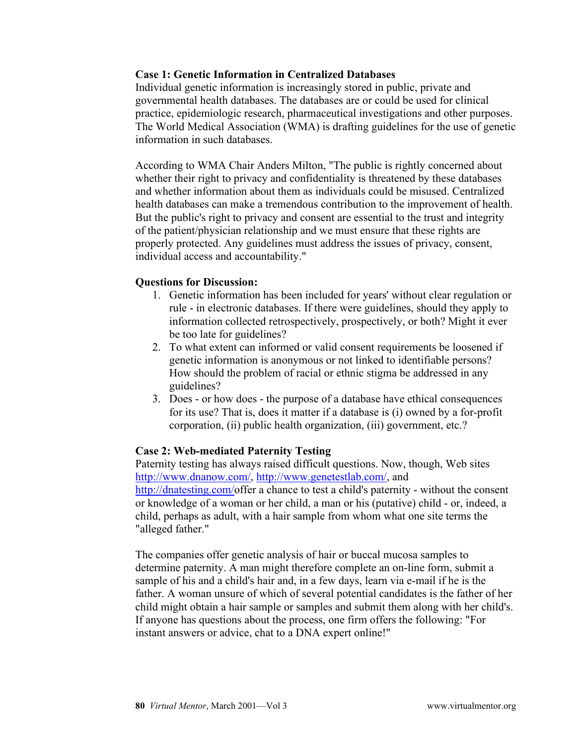**Case 1: Genetic Information in Centralized Databases**

Individual genetic information is increasingly stored in public, private and governmental health databases. The databases are or could be used for clinical practice, epidemiologic research, pharmaceutical investigations and other purposes. The World Medical Association (WMA) is drafting guidelines for the use of genetic information in such databases.

According to WMA Chair Anders Milton, "The public is rightly concerned about whether their right to privacy and confidentiality is threatened by these databases and whether information about them as individuals could be misused. Centralized health databases can make a tremendous contribution to the improvement of health. But the public's right to privacy and consent are essential to the trust and integrity of the patient/physician relationship and we must ensure that these rights are properly protected. Any guidelines must address the issues of privacy, consent, individual access and accountability."

**Questions for Discussion:**

1. Genetic information has been included for years' without clear regulation or rule - in electronic databases. If there were guidelines, should they apply to information collected retrospectively, prospectively, or both? Might it ever be too late for guidelines?
2. To what extent can informed or valid consent requirements be loosened if genetic information is anonymous or not linked to identifiable persons? How should the problem of racial or ethnic stigma be addressed in any guidelines?
3. Does - or how does - the purpose of a database have ethical consequences for its use? That is, does it matter if a database is (i) owned by a for-profit corporation, (ii) public health organization, (iii) government, etc.?

**Case 2: Web-mediated Paternity Testing**

Paternity testing has always raised difficult questions. Now, though, Web sites http://www.dnanow.com/, http://www.genetestlab.com/, and http://dnatesting.com/offer a chance to test a child's paternity - without the consent or knowledge of a woman or her child, a man or his (putative) child - or, indeed, a child, perhaps as adult, with a hair sample from whom what one site terms the "alleged father."

The companies offer genetic analysis of hair or buccal mucosa samples to determine paternity. A man might therefore complete an on-line form, submit a sample of his and a child's hair and, in a few days, learn via e-mail if he is the father. A woman unsure of which of several potential candidates is the father of her child might obtain a hair sample or samples and submit them along with her child's. If anyone has questions about the process, one firm offers the following: "For instant answers or advice, chat to a DNA expert online!"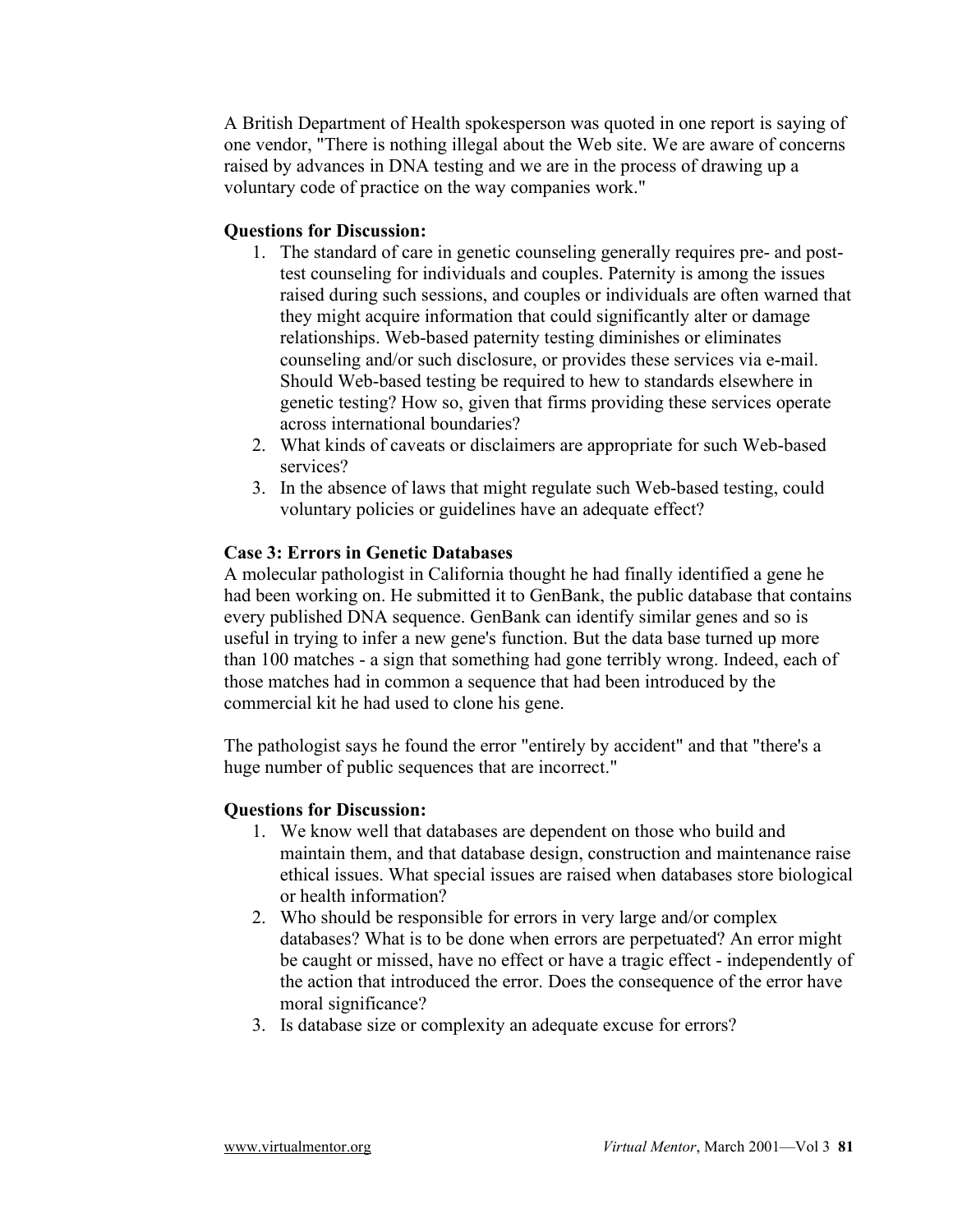A British Department of Health spokesperson was quoted in one report is saying of one vendor, "There is nothing illegal about the Web site. We are aware of concerns raised by advances in DNA testing and we are in the process of drawing up a voluntary code of practice on the way companies work."

**Questions for Discussion:**

1. The standard of care in genetic counseling generally requires pre- and post-test counseling for individuals and couples. Paternity is among the issues raised during such sessions, and couples or individuals are often warned that they might acquire information that could significantly alter or damage relationships. Web-based paternity testing diminishes or eliminates counseling and/or such disclosure, or provides these services via e-mail. Should Web-based testing be required to hew to standards elsewhere in genetic testing? How so, given that firms providing these services operate across international boundaries?
2. What kinds of caveats or disclaimers are appropriate for such Web-based services?
3. In the absence of laws that might regulate such Web-based testing, could voluntary policies or guidelines have an adequate effect?

**Case 3: Errors in Genetic Databases**

A molecular pathologist in California thought he had finally identified a gene he had been working on. He submitted it to GenBank, the public database that contains every published DNA sequence. GenBank can identify similar genes and so is useful in trying to infer a new gene's function. But the data base turned up more than 100 matches - a sign that something had gone terribly wrong. Indeed, each of those matches had in common a sequence that had been introduced by the commercial kit he had used to clone his gene.

The pathologist says he found the error "entirely by accident" and that "there's a huge number of public sequences that are incorrect."

**Questions for Discussion:**

1. We know well that databases are dependent on those who build and maintain them, and that database design, construction and maintenance raise ethical issues. What special issues are raised when databases store biological or health information?
2. Who should be responsible for errors in very large and/or complex databases? What is to be done when errors are perpetuated? An error might be caught or missed, have no effect or have a tragic effect - independently of the action that introduced the error. Does the consequence of the error have moral significance?
3. Is database size or complexity an adequate excuse for errors?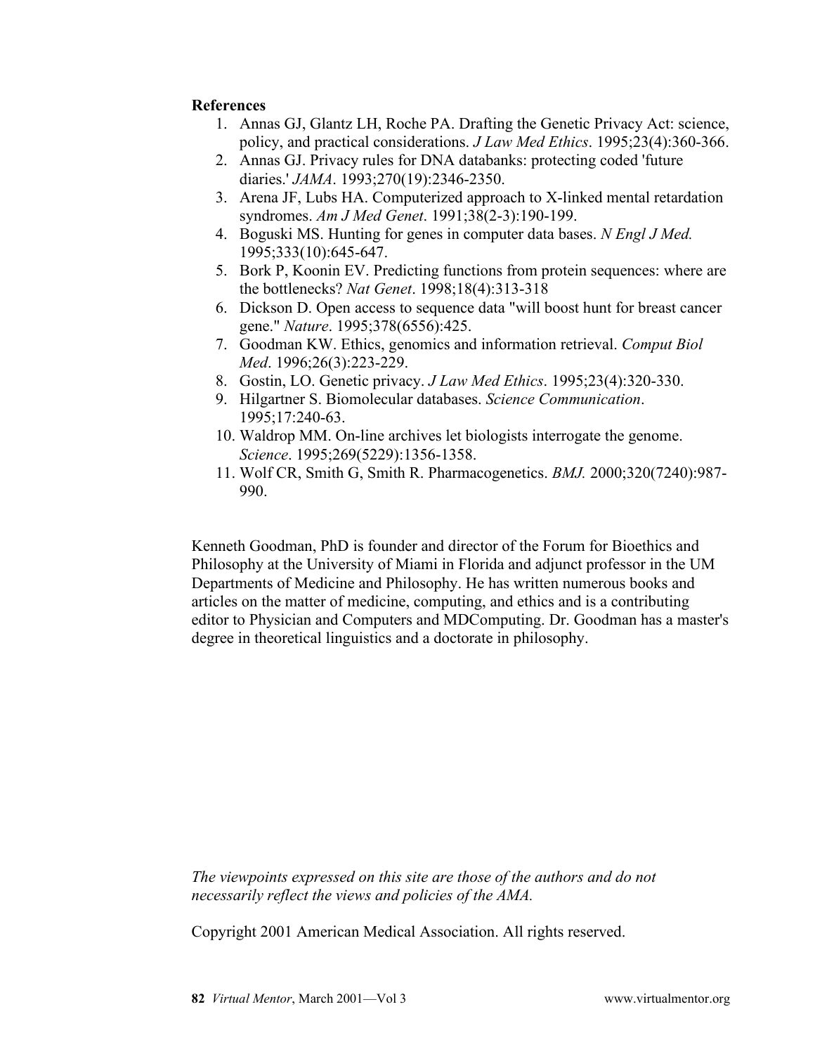**References**

1. Annas GJ, Glantz LH, Roche PA. Drafting the Genetic Privacy Act: science, policy, and practical considerations. *J Law Med Ethics*. 1995;23(4):360-366.
2. Annas GJ. Privacy rules for DNA databanks: protecting coded 'future diaries.' *JAMA*. 1993;270(19):2346-2350.
3. Arena JF, Lubs HA. Computerized approach to X-linked mental retardation syndromes. *Am J Med Genet*. 1991;38(2-3):190-199.
4. Boguski MS. Hunting for genes in computer data bases. *N Engl J Med.* 1995;333(10):645-647.
5. Bork P, Koonin EV. Predicting functions from protein sequences: where are the bottlenecks? *Nat Genet*. 1998;18(4):313-318
6. Dickson D. Open access to sequence data "will boost hunt for breast cancer gene." *Nature*. 1995;378(6556):425.
7. Goodman KW. Ethics, genomics and information retrieval. *Comput Biol Med*. 1996;26(3):223-229.
8. Gostin, LO. Genetic privacy. *J Law Med Ethics*. 1995;23(4):320-330.
9. Hilgartner S. Biomolecular databases. *Science Communication*. 1995;17:240-63.
10. Waldrop MM. On-line archives let biologists interrogate the genome. *Science*. 1995;269(5229):1356-1358.
11. Wolf CR, Smith G, Smith R. Pharmacogenetics. *BMJ.* 2000;320(7240):987-990.

Kenneth Goodman, PhD is founder and director of the Forum for Bioethics and Philosophy at the University of Miami in Florida and adjunct professor in the UM Departments of Medicine and Philosophy. He has written numerous books and articles on the matter of medicine, computing, and ethics and is a contributing editor to Physician and Computers and MDComputing. Dr. Goodman has a master's degree in theoretical linguistics and a doctorate in philosophy.

*The viewpoints expressed on this site are those of the authors and do not necessarily reflect the views and policies of the AMA.*

Copyright 2001 American Medical Association. All rights reserved.